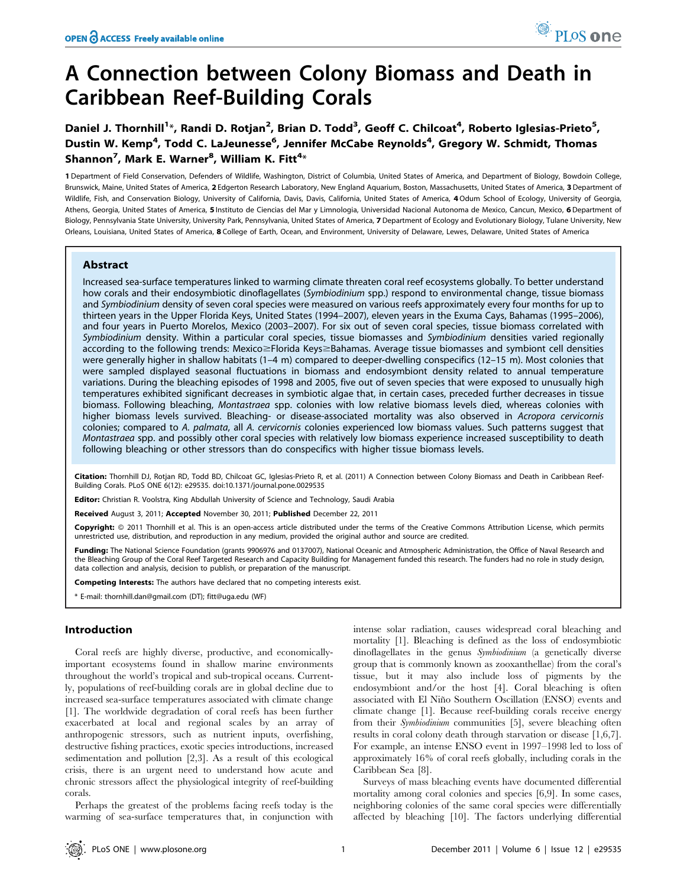# A Connection between Colony Biomass and Death in Caribbean Reef-Building Corals

Daniel J. Thornhill[1]*, Randi D. Rotjan[2], Brian D. Todd[3], Geoff C. Chilcoat[4], Roberto Iglesias-Prieto[5], Dustin W. Kemp[4], Todd C. LaJeunesse[6], Jennifer McCabe Reynolds[4], Gregory W. Schmidt, Thomas Shannon[7], Mark E. Warner[8], William K. Fitt[4]*

1 Department of Field Conservation, Defenders of Wildlife, Washington, District of Columbia, United States of America, and Department of Biology, Bowdoin College, Brunswick, Maine, United States of America, 2 Edgerton Research Laboratory, New England Aquarium, Boston, Massachusetts, United States of America, 3 Department of Wildlife, Fish, and Conservation Biology, University of California, Davis, Davis, California, United States of America, 4 Odum School of Ecology, University of Georgia, Athens, Georgia, United States of America, 5 Instituto de Ciencias del Mar y Limnologia, Universidad Nacional Autonoma de Mexico, Cancun, Mexico, 6 Department of Biology, Pennsylvania State University, University Park, Pennsylvania, United States of America, 7 Department of Ecology and Evolutionary Biology, Tulane University, New Orleans, Louisiana, United States of America, 8 College of Earth, Ocean, and Environment, University of Delaware, Lewes, Delaware, United States of America

## Abstract

Increased sea-surface temperatures linked to warming climate threaten coral reef ecosystems globally. To better understand how corals and their endosymbiotic dinoflagellates (*Symbiodinium* spp.) respond to environmental change, tissue biomass and *Symbiodinium* density of seven coral species were measured on various reefs approximately every four months for up to thirteen years in the Upper Florida Keys, United States (1994–2007), eleven years in the Exuma Cays, Bahamas (1995–2006), and four years in Puerto Morelos, Mexico (2003–2007). For six out of seven coral species, tissue biomass correlated with *Symbiodinium* density. Within a particular coral species, tissue biomasses and *Symbiodinium* densities varied regionally according to the following trends: Mexico≥Florida Keys≥Bahamas. Average tissue biomasses and symbiont cell densities were generally higher in shallow habitats (1–4 m) compared to deeper-dwelling conspecifics (12–15 m). Most colonies that were sampled displayed seasonal fluctuations in biomass and endosymbiont density related to annual temperature variations. During the bleaching episodes of 1998 and 2005, five out of seven species that were exposed to unusually high temperatures exhibited significant decreases in symbiotic algae that, in certain cases, preceded further decreases in tissue biomass. Following bleaching, *Montastraea* spp. colonies with low relative biomass levels died, whereas colonies with higher biomass levels survived. Bleaching- or disease-associated mortality was also observed in *Acropora cervicornis* colonies; compared to *A. palmata*, all *A. cervicornis* colonies experienced low biomass values. Such patterns suggest that *Montastraea* spp. and possibly other coral species with relatively low biomass experience increased susceptibility to death following bleaching or other stressors than do conspecifics with higher tissue biomass levels.

**Citation:** Thornhill DJ, Rotjan RD, Todd BD, Chilcoat GC, Iglesias-Prieto R, et al. (2011) A Connection between Colony Biomass and Death in Caribbean Reef-Building Corals. PLoS ONE 6(12): e29535. doi:10.1371/journal.pone.0029535

**Editor:** Christian R. Voolstra, King Abdullah University of Science and Technology, Saudi Arabia

**Received** August 3, 2011; **Accepted** November 30, 2011; **Published** December 22, 2011

**Copyright:** © 2011 Thornhill et al. This is an open-access article distributed under the terms of the Creative Commons Attribution License, which permits unrestricted use, distribution, and reproduction in any medium, provided the original author and source are credited.

**Funding:** The National Science Foundation (grants 9906976 and 0137007), National Oceanic and Atmospheric Administration, the Office of Naval Research and the Bleaching Group of the Coral Reef Targeted Research and Capacity Building for Management funded this research. The funders had no role in study design, data collection and analysis, decision to publish, or preparation of the manuscript.

**Competing Interests:** The authors have declared that no competing interests exist.

\* E-mail: thornhill.dan@gmail.com (DT); fitt@uga.edu (WF)

## Introduction

Coral reefs are highly diverse, productive, and economically-important ecosystems found in shallow marine environments throughout the world's tropical and sub-tropical oceans. Currently, populations of reef-building corals are in global decline due to increased sea-surface temperatures associated with climate change [1]. The worldwide degradation of coral reefs has been further exacerbated at local and regional scales by an array of anthropogenic stressors, such as nutrient inputs, overfishing, destructive fishing practices, exotic species introductions, increased sedimentation and pollution [2,3]. As a result of this ecological crisis, there is an urgent need to understand how acute and chronic stressors affect the physiological integrity of reef-building corals.

Perhaps the greatest of the problems facing reefs today is the warming of sea-surface temperatures that, in conjunction with intense solar radiation, causes widespread coral bleaching and mortality [1]. Bleaching is defined as the loss of endosymbiotic dinoflagellates in the genus *Symbiodinium* (a genetically diverse group that is commonly known as zooxanthellae) from the coral's tissue, but it may also include loss of pigments by the endosymbiont and/or the host [4]. Coral bleaching is often associated with El Niño Southern Oscillation (ENSO) events and climate change [1]. Because reef-building corals receive energy from their *Symbiodinium* communities [5], severe bleaching often results in coral colony death through starvation or disease [1,6,7]. For example, an intense ENSO event in 1997–1998 led to loss of approximately 16% of coral reefs globally, including corals in the Caribbean Sea [8].

Surveys of mass bleaching events have documented differential mortality among coral colonies and species [6,9]. In some cases, neighboring colonies of the same coral species were differentially affected by bleaching [10]. The factors underlying differential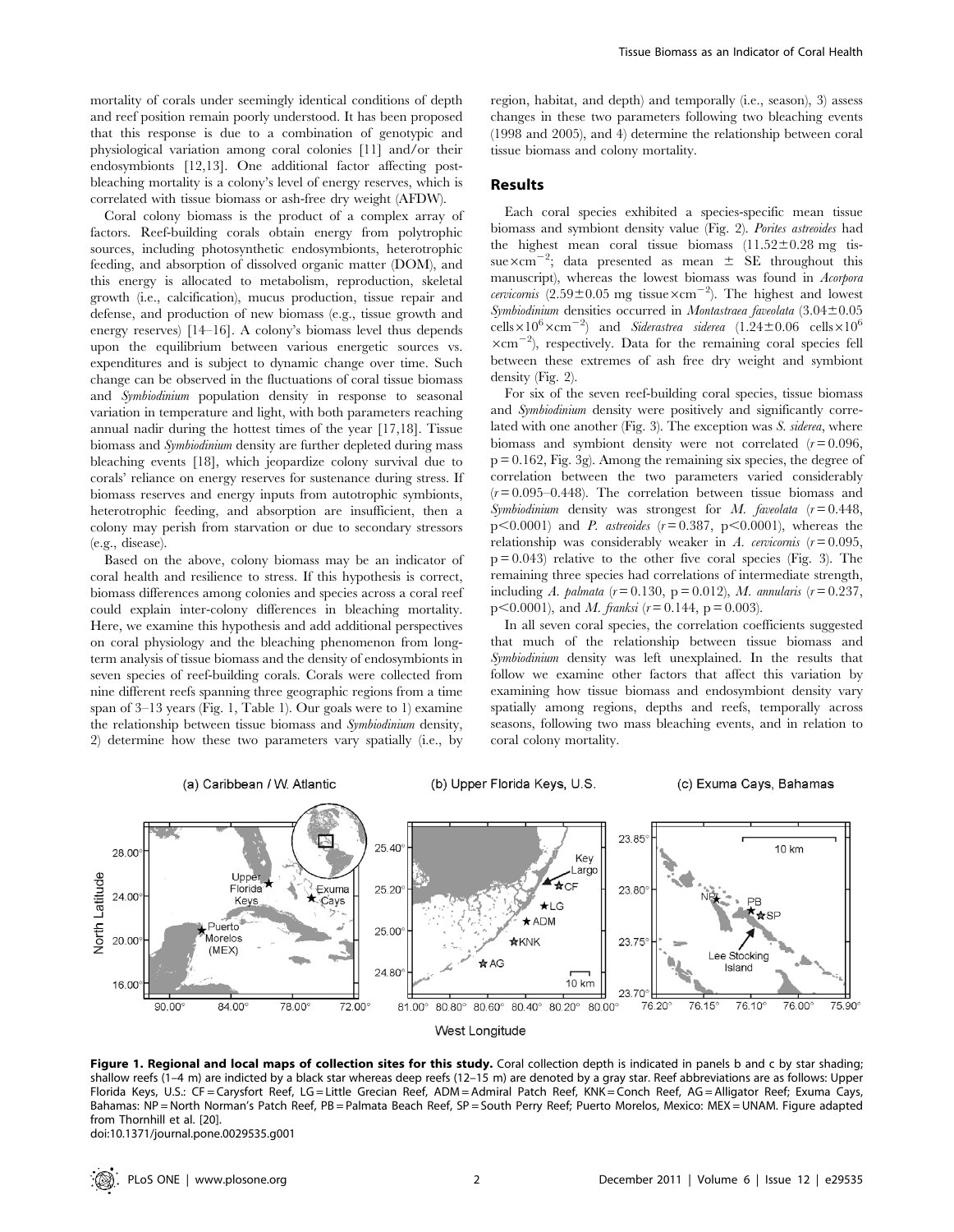mortality of corals under seemingly identical conditions of depth and reef position remain poorly understood. It has been proposed that this response is due to a combination of genotypic and physiological variation among coral colonies [11] and/or their endosymbionts [12,13]. One additional factor affecting post-bleaching mortality is a colony's level of energy reserves, which is correlated with tissue biomass or ash-free dry weight (AFDW).

Coral colony biomass is the product of a complex array of factors. Reef-building corals obtain energy from polytrophic sources, including photosynthetic endosymbionts, heterotrophic feeding, and absorption of dissolved organic matter (DOM), and this energy is allocated to metabolism, reproduction, skeletal growth (i.e., calcification), mucus production, tissue repair and defense, and production of new biomass (e.g., tissue growth and energy reserves) [14–16]. A colony's biomass level thus depends upon the equilibrium between various energetic sources vs. expenditures and is subject to dynamic change over time. Such change can be observed in the fluctuations of coral tissue biomass and *Symbiodinium* population density in response to seasonal variation in temperature and light, with both parameters reaching annual nadir during the hottest times of the year [17,18]. Tissue biomass and *Symbiodinium* density are further depleted during mass bleaching events [18], which jeopardize colony survival due to corals' reliance on energy reserves for sustenance during stress. If biomass reserves and energy inputs from autotrophic symbionts, heterotrophic feeding, and absorption are insufficient, then a colony may perish from starvation or due to secondary stressors (e.g., disease).

Based on the above, colony biomass may be an indicator of coral health and resilience to stress. If this hypothesis is correct, biomass differences among colonies and species across a coral reef could explain inter-colony differences in bleaching mortality. Here, we examine this hypothesis and add additional perspectives on coral physiology and the bleaching phenomenon from long-term analysis of tissue biomass and the density of endosymbionts in seven species of reef-building corals. Corals were collected from nine different reefs spanning three geographic regions from a time span of 3–13 years (Fig. 1, Table 1). Our goals were to 1) examine the relationship between tissue biomass and *Symbiodinium* density, 2) determine how these two parameters vary spatially (i.e., by region, habitat, and depth) and temporally (i.e., season), 3) assess changes in these two parameters following two bleaching events (1998 and 2005), and 4) determine the relationship between coral tissue biomass and colony mortality.

## Results

Each coral species exhibited a species-specific mean tissue biomass and symbiont density value (Fig. 2). *Porites astreoides* had the highest mean coral tissue biomass ($11.52 \pm 0.28$ mg tissue$\times$cm$^{-2}$; data presented as mean $\pm$ SE throughout this manuscript), whereas the lowest biomass was found in *Acorpora cervicornis* ($2.59 \pm 0.05$ mg tissue$\times$cm$^{-2}$). The highest and lowest *Symbiodinium* densities occurred in *Montastraea faveolata* ($3.04 \pm 0.05$ cells$\times 10^6 \times$cm$^{-2}$) and *Siderastrea siderea* ($1.24 \pm 0.06$ cells$\times 10^6 \times$cm$^{-2}$), respectively. Data for the remaining coral species fell between these extremes of ash free dry weight and symbiont density (Fig. 2).

For six of the seven reef-building coral species, tissue biomass and *Symbiodinium* density were positively and significantly correlated with one another (Fig. 3). The exception was *S. siderea*, where biomass and symbiont density were not correlated ($r = 0.096$, $p = 0.162$, Fig. 3g). Among the remaining six species, the degree of correlation between the two parameters varied considerably ($r = 0.095$–$0.448$). The correlation between tissue biomass and *Symbiodinium* density was strongest for *M. faveolata* ($r = 0.448$, $p < 0.0001$) and *P. astreoides* ($r = 0.387$, $p < 0.0001$), whereas the relationship was considerably weaker in *A. cervicornis* ($r = 0.095$, $p = 0.043$) relative to the other five coral species (Fig. 3). The remaining three species had correlations of intermediate strength, including *A. palmata* ($r = 0.130$, $p = 0.012$), *M. annularis* ($r = 0.237$, $p < 0.0001$), and *M. franksi* ($r = 0.144$, $p = 0.003$).

In all seven coral species, the correlation coefficients suggested that much of the relationship between tissue biomass and *Symbiodinium* density was left unexplained. In the results that follow we examine other factors that affect this variation by examining how tissue biomass and endosymbiont density vary spatially among regions, depths and reefs, temporally across seasons, following two mass bleaching events, and in relation to coral colony mortality.

**Figure 1. Regional and local maps of collection sites for this study.** Coral collection depth is indicated in panels b and c by star shading; shallow reefs (1–4 m) are indicted by a black star whereas deep reefs (12–15 m) are denoted by a gray star. Reef abbreviations are as follows: Upper Florida Keys, U.S.: CF = Carysfort Reef, LG = Little Grecian Reef, ADM = Admiral Patch Reef, KNK = Conch Reef, AG = Alligator Reef; Exuma Cays, Bahamas: NP = North Norman's Patch Reef, PB = Palmata Beach Reef, SP = South Perry Reef; Puerto Morelos, Mexico: MEX = UNAM. Figure adapted from Thornhill et al. [20].
doi:10.1371/journal.pone.0029535.g001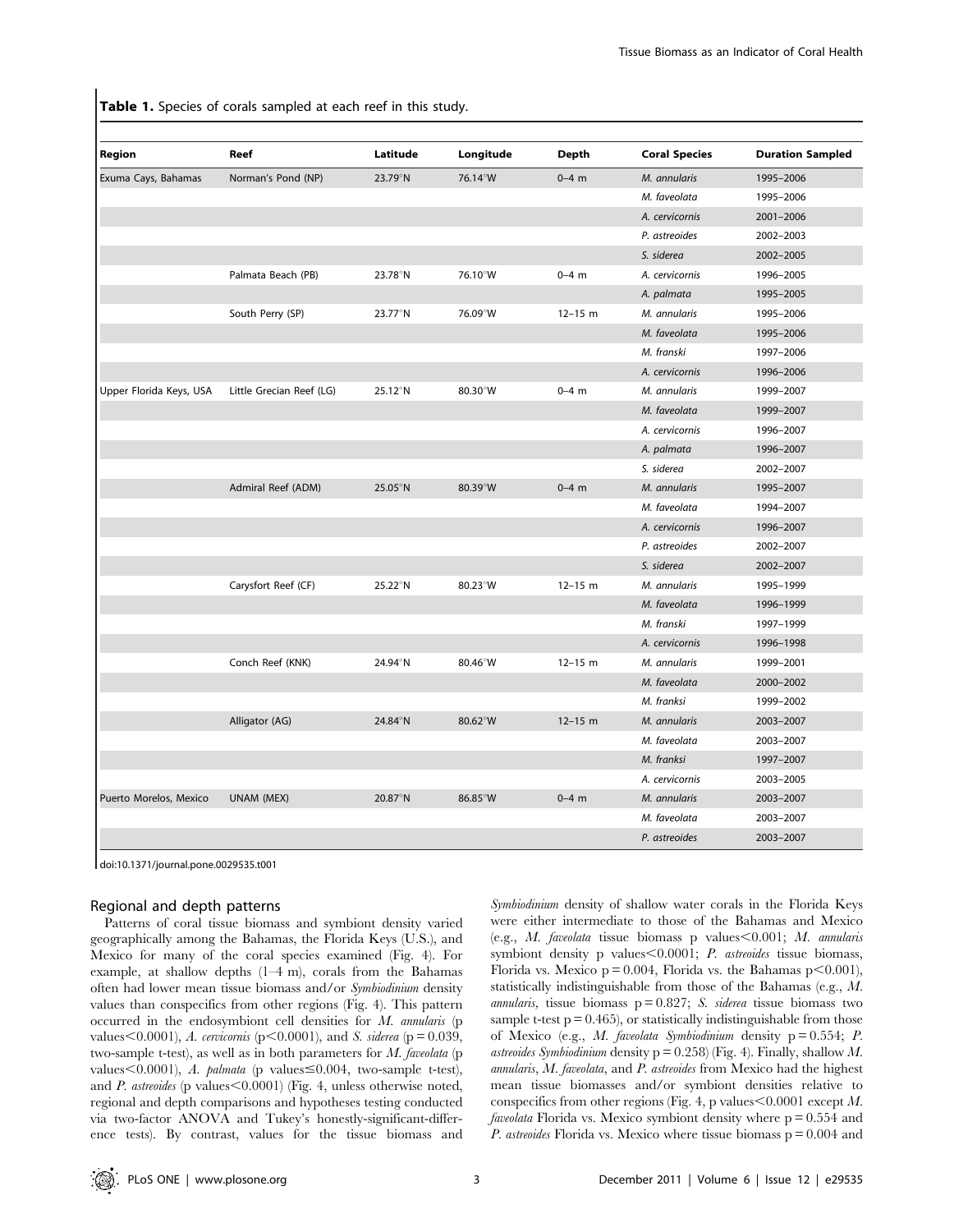**Table 1.** Species of corals sampled at each reef in this study.

| Region | Reef | Latitude | Longitude | Depth | Coral Species | Duration Sampled |
|---|---|---|---|---|---|---|
| Exuma Cays, Bahamas | Norman's Pond (NP) | 23.79°N | 76.14°W | 0–4 m | *M. annularis* | 1995–2006 |
| | | | | | *M. faveolata* | 1995–2006 |
| | | | | | *A. cervicornis* | 2001–2006 |
| | | | | | *P. astreoides* | 2002–2003 |
| | | | | | *S. siderea* | 2002–2005 |
| | Palmata Beach (PB) | 23.78°N | 76.10°W | 0–4 m | *A. cervicornis* | 1996–2005 |
| | | | | | *A. palmata* | 1995–2005 |
| | South Perry (SP) | 23.77°N | 76.09°W | 12–15 m | *M. annularis* | 1995–2006 |
| | | | | | *M. faveolata* | 1995–2006 |
| | | | | | *M. franski* | 1997–2006 |
| | | | | | *A. cervicornis* | 1996–2006 |
| Upper Florida Keys, USA | Little Grecian Reef (LG) | 25.12°N | 80.30°W | 0–4 m | *M. annularis* | 1999–2007 |
| | | | | | *M. faveolata* | 1999–2007 |
| | | | | | *A. cervicornis* | 1996–2007 |
| | | | | | *A. palmata* | 1996–2007 |
| | | | | | *S. siderea* | 2002–2007 |
| | Admiral Reef (ADM) | 25.05°N | 80.39°W | 0–4 m | *M. annularis* | 1995–2007 |
| | | | | | *M. faveolata* | 1994–2007 |
| | | | | | *A. cervicornis* | 1996–2007 |
| | | | | | *P. astreoides* | 2002–2007 |
| | | | | | *S. siderea* | 2002–2007 |
| | Carysfort Reef (CF) | 25.22°N | 80.23°W | 12–15 m | *M. annularis* | 1995–1999 |
| | | | | | *M. faveolata* | 1996–1999 |
| | | | | | *M. franski* | 1997–1999 |
| | | | | | *A. cervicornis* | 1996–1998 |
| | Conch Reef (KNK) | 24.94°N | 80.46°W | 12–15 m | *M. annularis* | 1999–2001 |
| | | | | | *M. faveolata* | 2000–2002 |
| | | | | | *M. franksi* | 1999–2002 |
| | Alligator (AG) | 24.84°N | 80.62°W | 12–15 m | *M. annularis* | 2003–2007 |
| | | | | | *M. faveolata* | 2003–2007 |
| | | | | | *M. franksi* | 1997–2007 |
| | | | | | *A. cervicornis* | 2003–2005 |
| Puerto Morelos, Mexico | UNAM (MEX) | 20.87°N | 86.85°W | 0–4 m | *M. annularis* | 2003–2007 |
| | | | | | *M. faveolata* | 2003–2007 |
| | | | | | *P. astreoides* | 2003–2007 |

doi:10.1371/journal.pone.0029535.t001

## Regional and depth patterns

Patterns of coral tissue biomass and symbiont density varied geographically among the Bahamas, the Florida Keys (U.S.), and Mexico for many of the coral species examined (Fig. 4). For example, at shallow depths (1–4 m), corals from the Bahamas often had lower mean tissue biomass and/or *Symbiodinium* density values than conspecifics from other regions (Fig. 4). This pattern occurred in the endosymbiont cell densities for *M. annularis* (p values $<$0.0001), *A. cervicornis* ($p<0.0001$), and *S. siderea* ($p = 0.039$, two-sample t-test), as well as in both parameters for *M. faveolata* (p values $<$0.0001), *A. palmata* (p values $\leq$0.004, two-sample t-test), and *P. astreoides* (p values $<$0.0001) (Fig. 4, unless otherwise noted, regional and depth comparisons and hypotheses testing conducted via two-factor ANOVA and Tukey's honestly-significant-difference tests). By contrast, values for the tissue biomass and *Symbiodinium* density of shallow water corals in the Florida Keys were either intermediate to those of the Bahamas and Mexico (e.g., *M. faveolata* tissue biomass p values $<$0.001; *M. annularis* symbiont density p values $<$0.0001; *P. astreoides* tissue biomass, Florida vs. Mexico $p = 0.004$, Florida vs. the Bahamas $p<0.001$), statistically indistinguishable from those of the Bahamas (e.g., *M. annularis*, tissue biomass $p = 0.827$; *S. siderea* tissue biomass two sample t-test $p = 0.465$), or statistically indistinguishable from those of Mexico (e.g., *M. faveolata Symbiodinium* density $p = 0.554$; *P. astreoides Symbiodinium* density $p = 0.258$) (Fig. 4). Finally, shallow *M. annularis*, *M. faveolata*, and *P. astreoides* from Mexico had the highest mean tissue biomasses and/or symbiont densities relative to conspecifics from other regions (Fig. 4, p values $<$0.0001 except *M. faveolata* Florida vs. Mexico symbiont density where $p = 0.554$ and *P. astreoides* Florida vs. Mexico where tissue biomass $p = 0.004$ and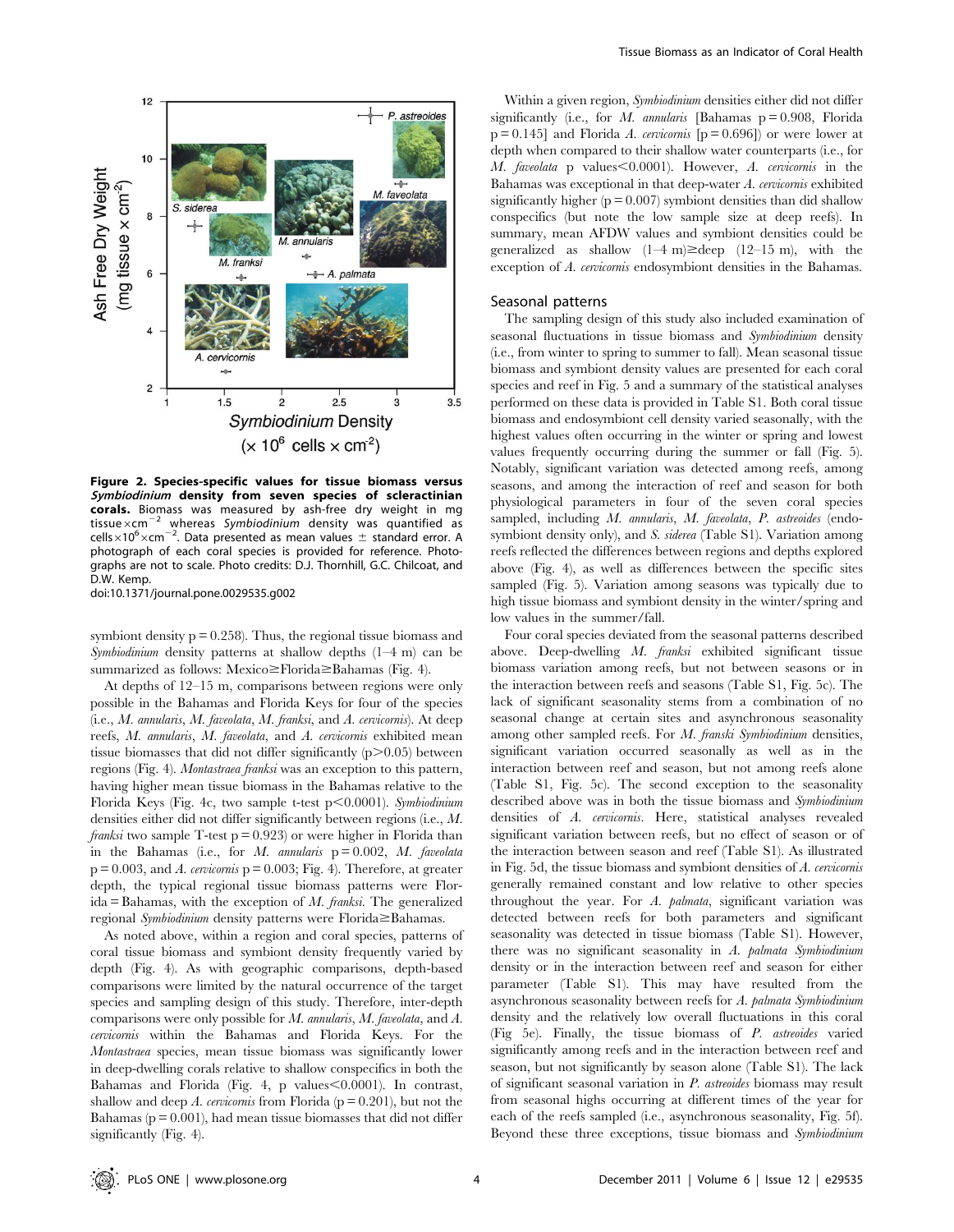**Figure 2. Species-specific values for tissue biomass versus *Symbiodinium* density from seven species of scleractinian corals.** Biomass was measured by ash-free dry weight in mg tissue $\times$ cm$^{-2}$ whereas *Symbiodinium* density was quantified as cells $\times 10^6 \times$ cm$^{-2}$. Data presented as mean values $\pm$ standard error. A photograph of each coral species is provided for reference. Photographs are not to scale. Photo credits: D.J. Thornhill, G.C. Chilcoat, and D.W. Kemp.
doi:10.1371/journal.pone.0029535.g002

symbiont density $p = 0.258$). Thus, the regional tissue biomass and *Symbiodinium* density patterns at shallow depths (1–4 m) can be summarized as follows: Mexico≥Florida≥Bahamas (Fig. 4).

At depths of 12–15 m, comparisons between regions were only possible in the Bahamas and Florida Keys for four of the species (i.e., *M. annularis*, *M. faveolata*, *M. franksi*, and *A. cervicornis*). At deep reefs, *M. annularis*, *M. faveolata*, and *A. cervicornis* exhibited mean tissue biomasses that did not differ significantly ($p > 0.05$) between regions (Fig. 4). *Montastraea franksi* was an exception to this pattern, having higher mean tissue biomass in the Bahamas relative to the Florida Keys (Fig. 4c, two sample t-test $p < 0.0001$). *Symbiodinium* densities either did not differ significantly between regions (i.e., *M. franksi* two sample T-test $p = 0.923$) or were higher in Florida than in the Bahamas (i.e., for *M. annularis* $p = 0.002$, *M. faveolata* $p = 0.003$, and *A. cervicornis* $p = 0.003$; Fig. 4). Therefore, at greater depth, the typical regional tissue biomass patterns were Florida = Bahamas, with the exception of *M. franksi*. The generalized regional *Symbiodinium* density patterns were Florida≥Bahamas.

As noted above, within a region and coral species, patterns of coral tissue biomass and symbiont density frequently varied by depth (Fig. 4). As with geographic comparisons, depth-based comparisons were limited by the natural occurrence of the target species and sampling design of this study. Therefore, inter-depth comparisons were only possible for *M. annularis*, *M. faveolata*, and *A. cervicornis* within the Bahamas and Florida Keys. For the *Montastraea* species, mean tissue biomass was significantly lower in deep-dwelling corals relative to shallow conspecifics in both the Bahamas and Florida (Fig. 4, p values $< 0.0001$). In contrast, shallow and deep *A. cervicornis* from Florida ($p = 0.201$), but not the Bahamas ($p = 0.001$), had mean tissue biomasses that did not differ significantly (Fig. 4).

Within a given region, *Symbiodinium* densities either did not differ significantly (i.e., for *M. annularis* [Bahamas $p = 0.908$, Florida $p = 0.145$] and Florida *A. cervicornis* [$p = 0.696$]) or were lower at depth when compared to their shallow water counterparts (i.e., for *M. faveolata* p values $< 0.0001$). However, *A. cervicornis* in the Bahamas was exceptional in that deep-water *A. cervicornis* exhibited significantly higher ($p = 0.007$) symbiont densities than did shallow conspecifics (but note the low sample size at deep reefs). In summary, mean AFDW values and symbiont densities could be generalized as shallow (1–4 m)≥deep (12–15 m), with the exception of *A. cervicornis* endosymbiont densities in the Bahamas.

## Seasonal patterns

The sampling design of this study also included examination of seasonal fluctuations in tissue biomass and *Symbiodinium* density (i.e., from winter to spring to summer to fall). Mean seasonal tissue biomass and symbiont density values are presented for each coral species and reef in Fig. 5 and a summary of the statistical analyses performed on these data is provided in Table S1. Both coral tissue biomass and endosymbiont cell density varied seasonally, with the highest values often occurring in the winter or spring and lowest values frequently occurring during the summer or fall (Fig. 5). Notably, significant variation was detected among reefs, among seasons, and among the interaction of reef and season for both physiological parameters in four of the seven coral species sampled, including *M. annularis*, *M. faveolata*, *P. astreoides* (endosymbiont density only), and *S. siderea* (Table S1). Variation among reefs reflected the differences between regions and depths explored above (Fig. 4), as well as differences between the specific sites sampled (Fig. 5). Variation among seasons was typically due to high tissue biomass and symbiont density in the winter/spring and low values in the summer/fall.

Four coral species deviated from the seasonal patterns described above. Deep-dwelling *M. franksi* exhibited significant tissue biomass variation among reefs, but not between seasons or in the interaction between reefs and seasons (Table S1, Fig. 5c). The lack of significant seasonality stems from a combination of no seasonal change at certain sites and asynchronous seasonality among other sampled reefs. For *M. franski Symbiodinium* densities, significant variation occurred seasonally as well as in the interaction between reef and season, but not among reefs alone (Table S1, Fig. 5c). The second exception to the seasonality described above was in both the tissue biomass and *Symbiodinium* densities of *A. cervicornis*. Here, statistical analyses revealed significant variation between reefs, but no effect of season or of the interaction between season and reef (Table S1). As illustrated in Fig. 5d, the tissue biomass and symbiont densities of *A. cervicornis* generally remained constant and low relative to other species throughout the year. For *A. palmata*, significant variation was detected between reefs for both parameters and significant seasonality was detected in tissue biomass (Table S1). However, there was no significant seasonality in *A. palmata Symbiodinium* density or in the interaction between reef and season for either parameter (Table S1). This may have resulted from the asynchronous seasonality between reefs for *A. palmata Symbiodinium* density and the relatively low overall fluctuations in this coral (Fig 5e). Finally, the tissue biomass of *P. astreoides* varied significantly among reefs and in the interaction between reef and season, but not significantly by season alone (Table S1). The lack of significant seasonal variation in *P. astreoides* biomass may result from seasonal highs occurring at different times of the year for each of the reefs sampled (i.e., asynchronous seasonality, Fig. 5f). Beyond these three exceptions, tissue biomass and *Symbiodinium*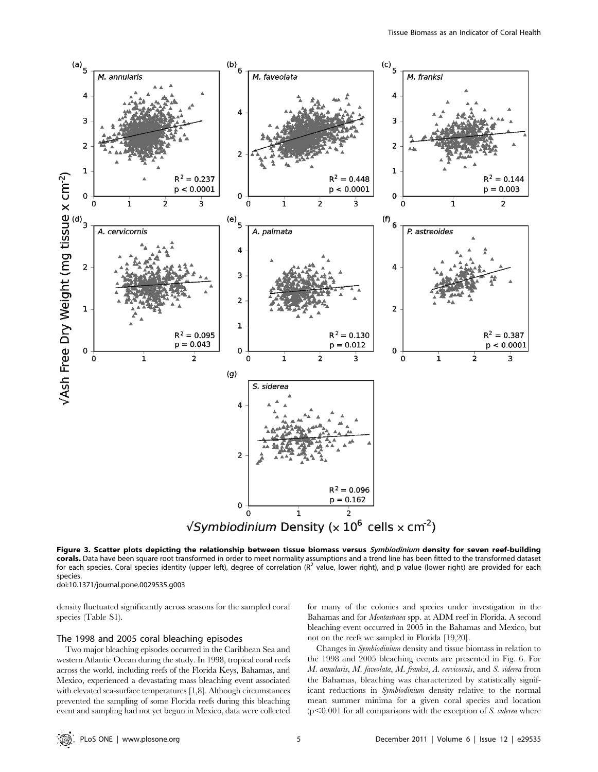**Figure 3. Scatter plots depicting the relationship between tissue biomass versus *Symbiodinium* density for seven reef-building corals.** Data have been square root transformed in order to meet normality assumptions and a trend line has been fitted to the transformed dataset for each species. Coral species identity (upper left), degree of correlation ($R^2$ value, lower right), and p value (lower right) are provided for each species.
doi:10.1371/journal.pone.0029535.g003

density fluctuated significantly across seasons for the sampled coral species (Table S1).

## The 1998 and 2005 coral bleaching episodes

Two major bleaching episodes occurred in the Caribbean Sea and western Atlantic Ocean during the study. In 1998, tropical coral reefs across the world, including reefs of the Florida Keys, Bahamas, and Mexico, experienced a devastating mass bleaching event associated with elevated sea-surface temperatures [1,8]. Although circumstances prevented the sampling of some Florida reefs during this bleaching event and sampling had not yet begun in Mexico, data were collected for many of the colonies and species under investigation in the Bahamas and for *Montastraea* spp. at ADM reef in Florida. A second bleaching event occurred in 2005 in the Bahamas and Mexico, but not on the reefs we sampled in Florida [19,20].

Changes in *Symbiodinium* density and tissue biomass in relation to the 1998 and 2005 bleaching events are presented in Fig. 6. For *M. annularis*, *M. faveolata*, *M. franksi*, *A. cervicornis*, and *S. siderea* from the Bahamas, bleaching was characterized by statistically significant reductions in *Symbiodinium* density relative to the normal mean summer minima for a given coral species and location ($p<0.001$ for all comparisons with the exception of *S. siderea* where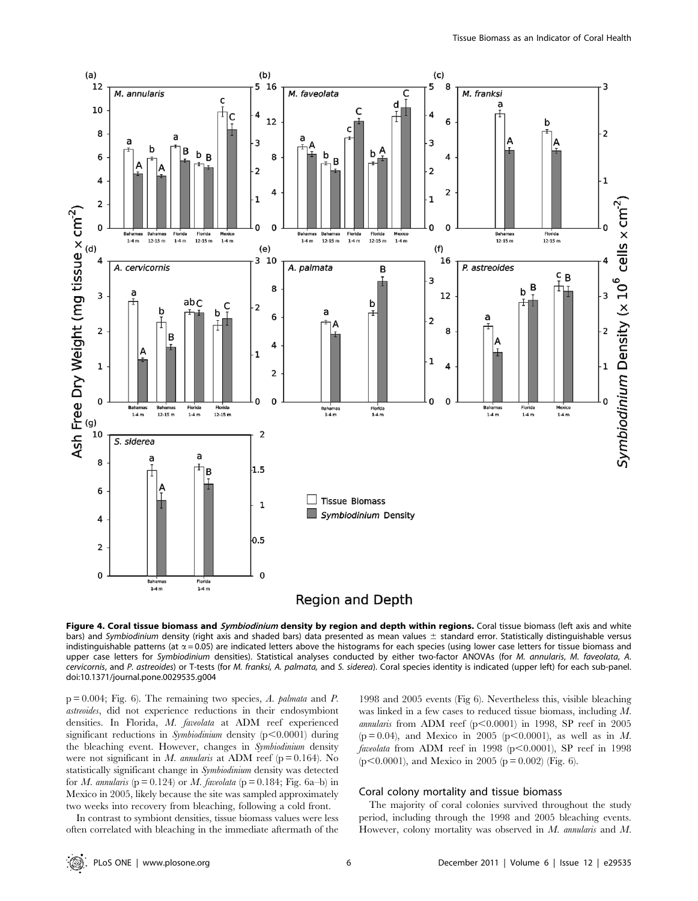**Figure 4. Coral tissue biomass and *Symbiodinium* density by region and depth within regions.** Coral tissue biomass (left axis and white bars) and *Symbiodinium* density (right axis and shaded bars) data presented as mean values ± standard error. Statistically distinguishable versus indistinguishable patterns (at $\alpha = 0.05$) are indicated letters above the histograms for each species (using lower case letters for tissue biomass and upper case letters for *Symbiodinium* densities). Statistical analyses conducted by either two-factor ANOVAs (for *M. annularis*, *M. faveolata*, *A. cervicornis*, and *P. astreoides*) or T-tests (for *M. franksi*, *A. palmata*, and *S. siderea*). Coral species identity is indicated (upper left) for each sub-panel.
doi:10.1371/journal.pone.0029535.g004

$p = 0.004$; Fig. 6). The remaining two species, *A. palmata* and *P. astreoides*, did not experience reductions in their endosymbiont densities. In Florida, *M. faveolata* at ADM reef experienced significant reductions in *Symbiodinium* density ($p < 0.0001$) during the bleaching event. However, changes in *Symbiodinium* density were not significant in *M. annularis* at ADM reef ($p = 0.164$). No statistically significant change in *Symbiodinium* density was detected for *M. annularis* ($p = 0.124$) or *M. faveolata* ($p = 0.184$; Fig. 6a–b) in Mexico in 2005, likely because the site was sampled approximately two weeks into recovery from bleaching, following a cold front.

In contrast to symbiont densities, tissue biomass values were less often correlated with bleaching in the immediate aftermath of the 1998 and 2005 events (Fig 6). Nevertheless this, visible bleaching was linked in a few cases to reduced tissue biomass, including *M. annularis* from ADM reef ($p < 0.0001$) in 1998, SP reef in 2005 ($p = 0.04$), and Mexico in 2005 ($p < 0.0001$), as well as in *M. faveolata* from ADM reef in 1998 ($p < 0.0001$), SP reef in 1998 ($p < 0.0001$), and Mexico in 2005 ($p = 0.002$) (Fig. 6).

### Coral colony mortality and tissue biomass

The majority of coral colonies survived throughout the study period, including through the 1998 and 2005 bleaching events. However, colony mortality was observed in *M. annularis* and *M.*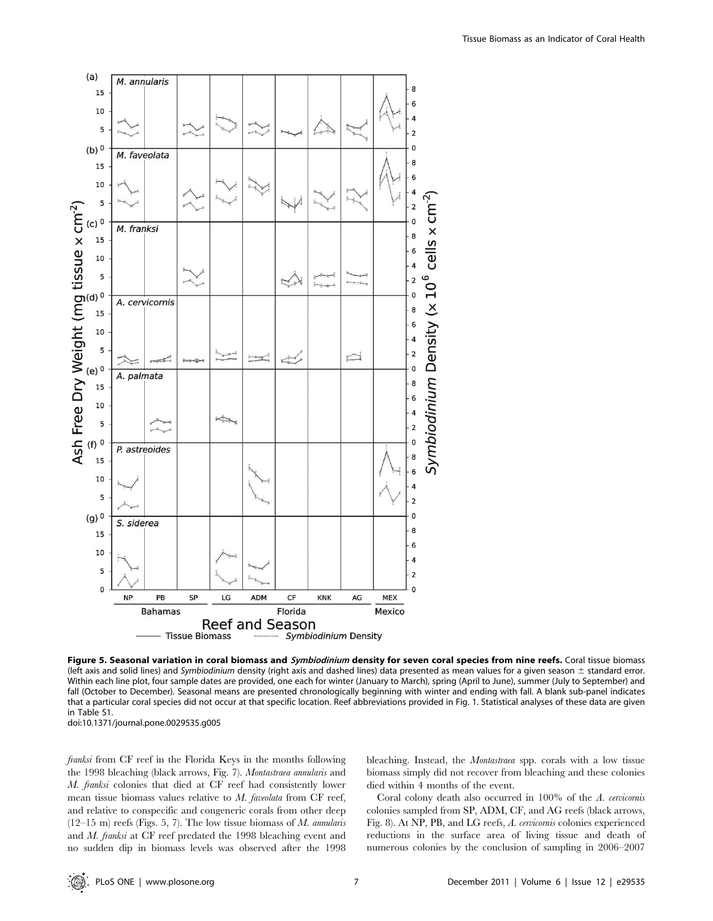**Figure 5. Seasonal variation in coral biomass and *Symbiodinium* density for seven coral species from nine reefs.** Coral tissue biomass (left axis and solid lines) and *Symbiodinium* density (right axis and dashed lines) data presented as mean values for a given season ± standard error. Within each line plot, four sample dates are provided, one each for winter (January to March), spring (April to June), summer (July to September) and fall (October to December). Seasonal means are presented chronologically beginning with winter and ending with fall. A blank sub-panel indicates that a particular coral species did not occur at that specific location. Reef abbreviations provided in Fig. 1. Statistical analyses of these data are given in Table S1.
doi:10.1371/journal.pone.0029535.g005

*franksi* from CF reef in the Florida Keys in the months following the 1998 bleaching (black arrows, Fig. 7). *Montastraea annularis* and *M. franksi* colonies that died at CF reef had consistently lower mean tissue biomass values relative to *M. faveolata* from CF reef, and relative to conspecific and congeneric corals from other deep (12–15 m) reefs (Figs. 5, 7). The low tissue biomass of *M. annularis* and *M. franksi* at CF reef predated the 1998 bleaching event and no sudden dip in biomass levels was observed after the 1998 bleaching. Instead, the *Montastraea* spp. corals with a low tissue biomass simply did not recover from bleaching and these colonies died within 4 months of the event.

Coral colony death also occurred in 100% of the *A. cervicornis* colonies sampled from SP, ADM, CF, and AG reefs (black arrows, Fig. 8). At NP, PB, and LG reefs, *A. cervicornis* colonies experienced reductions in the surface area of living tissue and death of numerous colonies by the conclusion of sampling in 2006–2007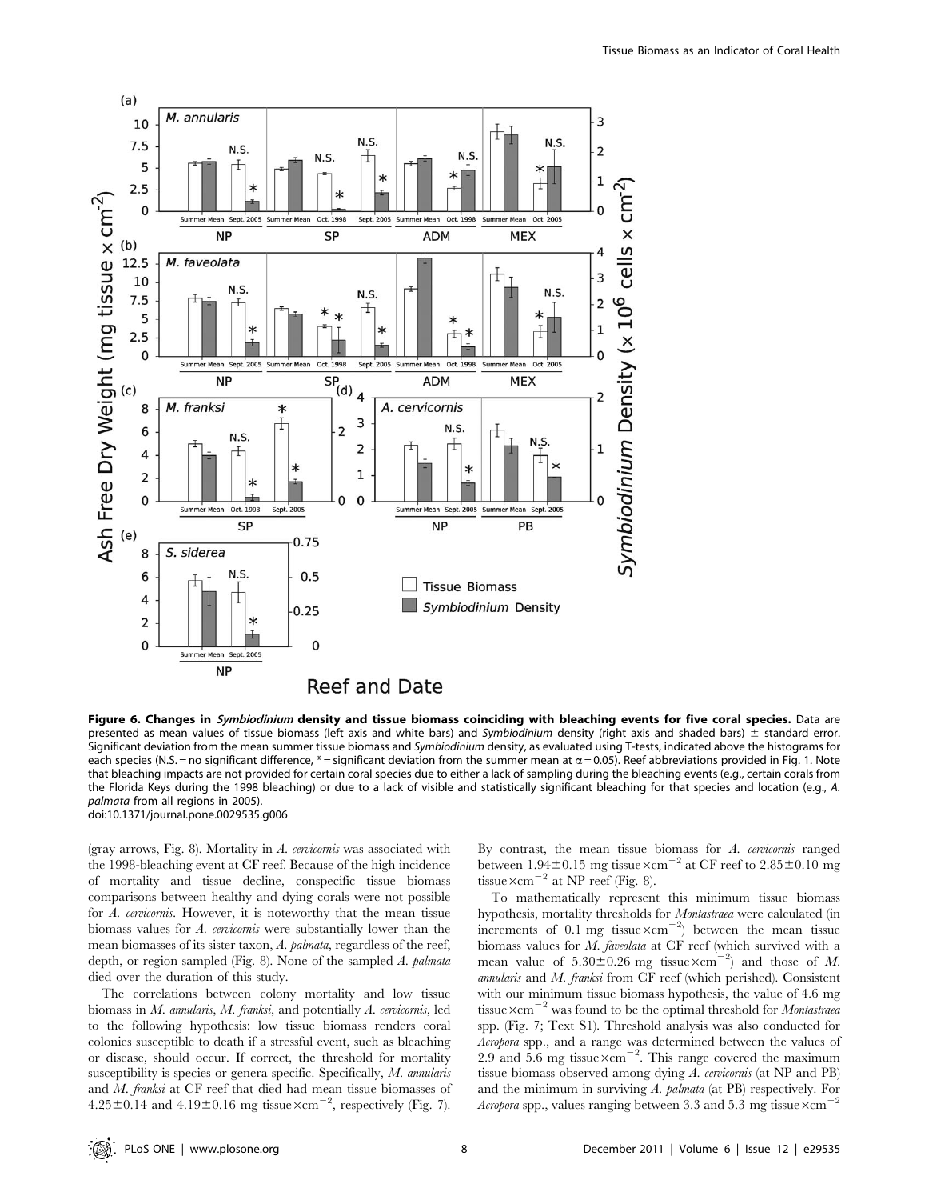**Figure 6. Changes in *Symbiodinium* density and tissue biomass coinciding with bleaching events for five coral species.** Data are presented as mean values of tissue biomass (left axis and white bars) and *Symbiodinium* density (right axis and shaded bars) ± standard error. Significant deviation from the mean summer tissue biomass and *Symbiodinium* density, as evaluated using T-tests, indicated above the histograms for each species (N.S. = no significant difference, * = significant deviation from the summer mean at $\alpha = 0.05$). Reef abbreviations provided in Fig. 1. Note that bleaching impacts are not provided for certain coral species due to either a lack of sampling during the bleaching events (e.g., certain corals from the Florida Keys during the 1998 bleaching) or due to a lack of visible and statistically significant bleaching for that species and location (e.g., *A. palmata* from all regions in 2005).
doi:10.1371/journal.pone.0029535.g006

(gray arrows, Fig. 8). Mortality in *A. cervicornis* was associated with the 1998-bleaching event at CF reef. Because of the high incidence of mortality and tissue decline, conspecific tissue biomass comparisons between healthy and dying corals were not possible for *A. cervicornis*. However, it is noteworthy that the mean tissue biomass values for *A. cervicornis* were substantially lower than the mean biomasses of its sister taxon, *A. palmata*, regardless of the reef, depth, or region sampled (Fig. 8). None of the sampled *A. palmata* died over the duration of this study.

The correlations between colony mortality and low tissue biomass in *M. annularis*, *M. franksi*, and potentially *A. cervicornis*, led to the following hypothesis: low tissue biomass renders coral colonies susceptible to death if a stressful event, such as bleaching or disease, should occur. If correct, the threshold for mortality susceptibility is species or genera specific. Specifically, *M. annularis* and *M. franksi* at CF reef that died had mean tissue biomasses of $4.25 \pm 0.14$ and $4.19 \pm 0.16$ mg tissue$\times$cm$^{-2}$, respectively (Fig. 7). By contrast, the mean tissue biomass for *A. cervicornis* ranged between $1.94 \pm 0.15$ mg tissue$\times$cm$^{-2}$ at CF reef to $2.85 \pm 0.10$ mg tissue$\times$cm$^{-2}$ at NP reef (Fig. 8).

To mathematically represent this minimum tissue biomass hypothesis, mortality thresholds for *Montastraea* were calculated (in increments of 0.1 mg tissue$\times$cm$^{-2}$) between the mean tissue biomass values for *M. faveolata* at CF reef (which survived with a mean value of $5.30 \pm 0.26$ mg tissue$\times$cm$^{-2}$) and those of *M. annularis* and *M. franksi* from CF reef (which perished). Consistent with our minimum tissue biomass hypothesis, the value of 4.6 mg tissue$\times$cm$^{-2}$ was found to be the optimal threshold for *Montastraea* spp. (Fig. 7; Text S1). Threshold analysis was also conducted for *Acropora* spp., and a range was determined between the values of 2.9 and 5.6 mg tissue$\times$cm$^{-2}$. This range covered the maximum tissue biomass observed among dying *A. cervicornis* (at NP and PB) and the minimum in surviving *A. palmata* (at PB) respectively. For *Acropora* spp., values ranging between 3.3 and 5.3 mg tissue$\times$cm$^{-2}$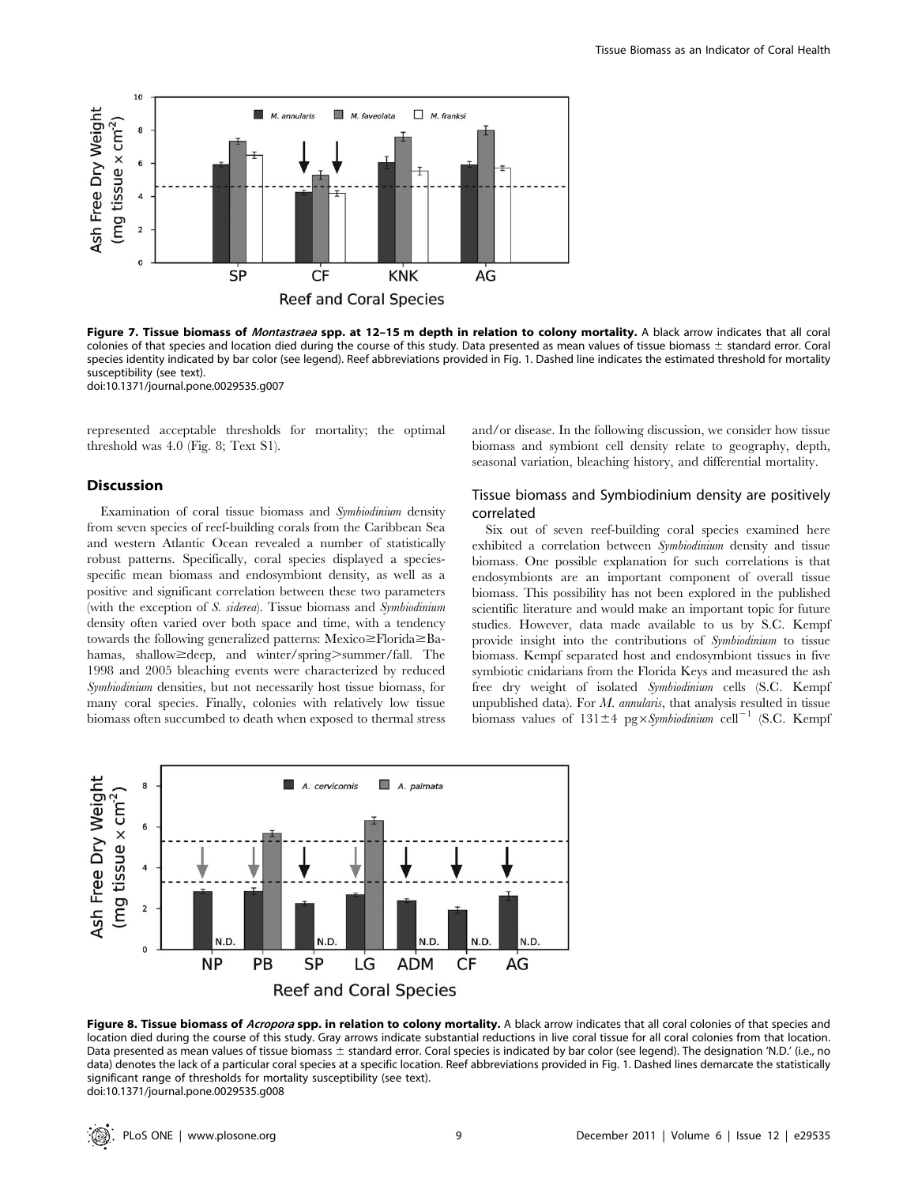**Figure 7. Tissue biomass of *Montastraea* spp. at 12–15 m depth in relation to colony mortality.** A black arrow indicates that all coral colonies of that species and location died during the course of this study. Data presented as mean values of tissue biomass ± standard error. Coral species identity indicated by bar color (see legend). Reef abbreviations provided in Fig. 1. Dashed line indicates the estimated threshold for mortality susceptibility (see text).
doi:10.1371/journal.pone.0029535.g007

represented acceptable thresholds for mortality; the optimal threshold was 4.0 (Fig. 8; Text S1).

## Discussion

Examination of coral tissue biomass and *Symbiodinium* density from seven species of reef-building corals from the Caribbean Sea and western Atlantic Ocean revealed a number of statistically robust patterns. Specifically, coral species displayed a species-specific mean biomass and endosymbiont density, as well as a positive and significant correlation between these two parameters (with the exception of *S. siderea*). Tissue biomass and *Symbiodinium* density often varied over both space and time, with a tendency towards the following generalized patterns: Mexico≥Florida≥Bahamas, shallow≥deep, and winter/spring>summer/fall. The 1998 and 2005 bleaching events were characterized by reduced *Symbiodinium* densities, but not necessarily host tissue biomass, for many coral species. Finally, colonies with relatively low tissue biomass often succumbed to death when exposed to thermal stress and/or disease. In the following discussion, we consider how tissue biomass and symbiont cell density relate to geography, depth, seasonal variation, bleaching history, and differential mortality.

### Tissue biomass and Symbiodinium density are positively correlated

Six out of seven reef-building coral species examined here exhibited a correlation between *Symbiodinium* density and tissue biomass. One possible explanation for such correlations is that endosymbionts are an important component of overall tissue biomass. This possibility has not been explored in the published scientific literature and would make an important topic for future studies. However, data made available to us by S.C. Kempf provide insight into the contributions of *Symbiodinium* to tissue biomass. Kempf separated host and endosymbiont tissues in five symbiotic cnidarians from the Florida Keys and measured the ash free dry weight of isolated *Symbiodinium* cells (S.C. Kempf unpublished data). For *M. annularis*, that analysis resulted in tissue biomass values of 131±4 pg×*Symbiodinium* cell$^{-1}$ (S.C. Kempf

**Figure 8. Tissue biomass of *Acropora* spp. in relation to colony mortality.** A black arrow indicates that all coral colonies of that species and location died during the course of this study. Gray arrows indicate substantial reductions in live coral tissue for all coral colonies from that location. Data presented as mean values of tissue biomass ± standard error. Coral species is indicated by bar color (see legend). The designation 'N.D.' (i.e., no data) denotes the lack of a particular coral species at a specific location. Reef abbreviations provided in Fig. 1. Dashed lines demarcate the statistically significant range of thresholds for mortality susceptibility (see text).
doi:10.1371/journal.pone.0029535.g008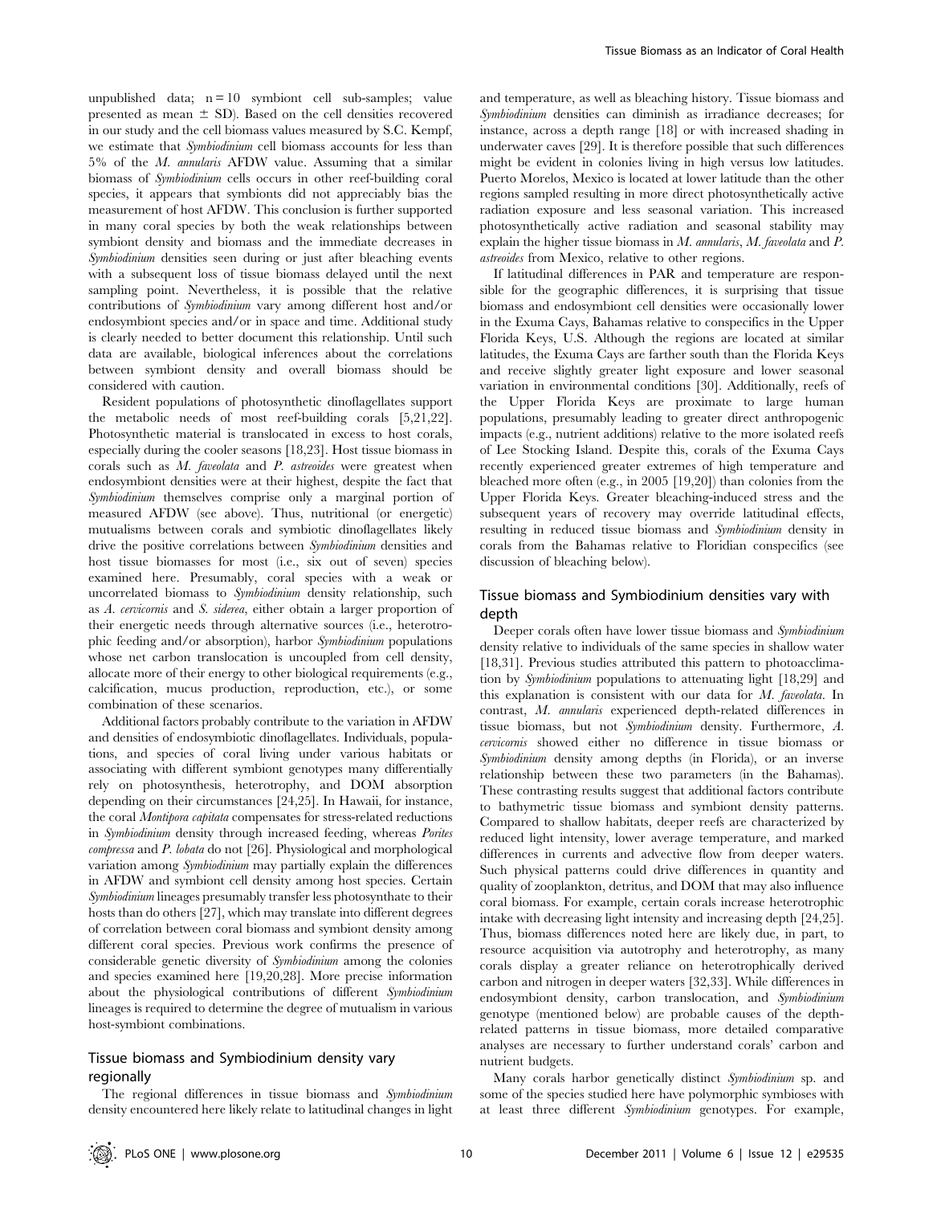unpublished data; n = 10 symbiont cell sub-samples; value presented as mean ± SD). Based on the cell densities recovered in our study and the cell biomass values measured by S.C. Kempf, we estimate that *Symbiodinium* cell biomass accounts for less than 5% of the *M. annularis* AFDW value. Assuming that a similar biomass of *Symbiodinium* cells occurs in other reef-building coral species, it appears that symbionts did not appreciably bias the measurement of host AFDW. This conclusion is further supported in many coral species by both the weak relationships between symbiont density and biomass and the immediate decreases in *Symbiodinium* densities seen during or just after bleaching events with a subsequent loss of tissue biomass delayed until the next sampling point. Nevertheless, it is possible that the relative contributions of *Symbiodinium* vary among different host and/or endosymbiont species and/or in space and time. Additional study is clearly needed to better document this relationship. Until such data are available, biological inferences about the correlations between symbiont density and overall biomass should be considered with caution.

Resident populations of photosynthetic dinoflagellates support the metabolic needs of most reef-building corals [5,21,22]. Photosynthetic material is translocated in excess to host corals, especially during the cooler seasons [18,23]. Host tissue biomass in corals such as *M. faveolata* and *P. astreoides* were greatest when endosymbiont densities were at their highest, despite the fact that *Symbiodinium* themselves comprise only a marginal portion of measured AFDW (see above). Thus, nutritional (or energetic) mutualisms between corals and symbiotic dinoflagellates likely drive the positive correlations between *Symbiodinium* densities and host tissue biomasses for most (i.e., six out of seven) species examined here. Presumably, coral species with a weak or uncorrelated biomass to *Symbiodinium* density relationship, such as *A. cervicornis* and *S. siderea*, either obtain a larger proportion of their energetic needs through alternative sources (i.e., heterotrophic feeding and/or absorption), harbor *Symbiodinium* populations whose net carbon translocation is uncoupled from cell density, allocate more of their energy to other biological requirements (e.g., calcification, mucus production, reproduction, etc.), or some combination of these scenarios.

Additional factors probably contribute to the variation in AFDW and densities of endosymbiotic dinoflagellates. Individuals, populations, and species of coral living under various habitats or associating with different symbiont genotypes many differentially rely on photosynthesis, heterotrophy, and DOM absorption depending on their circumstances [24,25]. In Hawaii, for instance, the coral *Montipora capitata* compensates for stress-related reductions in *Symbiodinium* density through increased feeding, whereas *Porites compressa* and *P. lobata* do not [26]. Physiological and morphological variation among *Symbiodinium* may partially explain the differences in AFDW and symbiont cell density among host species. Certain *Symbiodinium* lineages presumably transfer less photosynthate to their hosts than do others [27], which may translate into different degrees of correlation between coral biomass and symbiont density among different coral species. Previous work confirms the presence of considerable genetic diversity of *Symbiodinium* among the colonies and species examined here [19,20,28]. More precise information about the physiological contributions of different *Symbiodinium* lineages is required to determine the degree of mutualism in various host-symbiont combinations.

## Tissue biomass and Symbiodinium density vary regionally

The regional differences in tissue biomass and *Symbiodinium* density encountered here likely relate to latitudinal changes in light and temperature, as well as bleaching history. Tissue biomass and *Symbiodinium* densities can diminish as irradiance decreases; for instance, across a depth range [18] or with increased shading in underwater caves [29]. It is therefore possible that such differences might be evident in colonies living in high versus low latitudes. Puerto Morelos, Mexico is located at lower latitude than the other regions sampled resulting in more direct photosynthetically active radiation exposure and less seasonal variation. This increased photosynthetically active radiation and seasonal stability may explain the higher tissue biomass in *M. annularis*, *M. faveolata* and *P. astreoides* from Mexico, relative to other regions.

If latitudinal differences in PAR and temperature are responsible for the geographic differences, it is surprising that tissue biomass and endosymbiont cell densities were occasionally lower in the Exuma Cays, Bahamas relative to conspecifics in the Upper Florida Keys, U.S. Although the regions are located at similar latitudes, the Exuma Cays are farther south than the Florida Keys and receive slightly greater light exposure and lower seasonal variation in environmental conditions [30]. Additionally, reefs of the Upper Florida Keys are proximate to large human populations, presumably leading to greater direct anthropogenic impacts (e.g., nutrient additions) relative to the more isolated reefs of Lee Stocking Island. Despite this, corals of the Exuma Cays recently experienced greater extremes of high temperature and bleached more often (e.g., in 2005 [19,20]) than colonies from the Upper Florida Keys. Greater bleaching-induced stress and the subsequent years of recovery may override latitudinal effects, resulting in reduced tissue biomass and *Symbiodinium* density in corals from the Bahamas relative to Floridian conspecifics (see discussion of bleaching below).

## Tissue biomass and Symbiodinium densities vary with depth

Deeper corals often have lower tissue biomass and *Symbiodinium* density relative to individuals of the same species in shallow water [18,31]. Previous studies attributed this pattern to photoacclimation by *Symbiodinium* populations to attenuating light [18,29] and this explanation is consistent with our data for *M. faveolata*. In contrast, *M. annularis* experienced depth-related differences in tissue biomass, but not *Symbiodinium* density. Furthermore, *A. cervicornis* showed either no difference in tissue biomass or *Symbiodinium* density among depths (in Florida), or an inverse relationship between these two parameters (in the Bahamas). These contrasting results suggest that additional factors contribute to bathymetric tissue biomass and symbiont density patterns. Compared to shallow habitats, deeper reefs are characterized by reduced light intensity, lower average temperature, and marked differences in currents and advective flow from deeper waters. Such physical patterns could drive differences in quantity and quality of zooplankton, detritus, and DOM that may also influence coral biomass. For example, certain corals increase heterotrophic intake with decreasing light intensity and increasing depth [24,25]. Thus, biomass differences noted here are likely due, in part, to resource acquisition via autotrophy and heterotrophy, as many corals display a greater reliance on heterotrophically derived carbon and nitrogen in deeper waters [32,33]. While differences in endosymbiont density, carbon translocation, and *Symbiodinium* genotype (mentioned below) are probable causes of the depth-related patterns in tissue biomass, more detailed comparative analyses are necessary to further understand corals' carbon and nutrient budgets.

Many corals harbor genetically distinct *Symbiodinium* sp. and some of the species studied here have polymorphic symbioses with at least three different *Symbiodinium* genotypes. For example,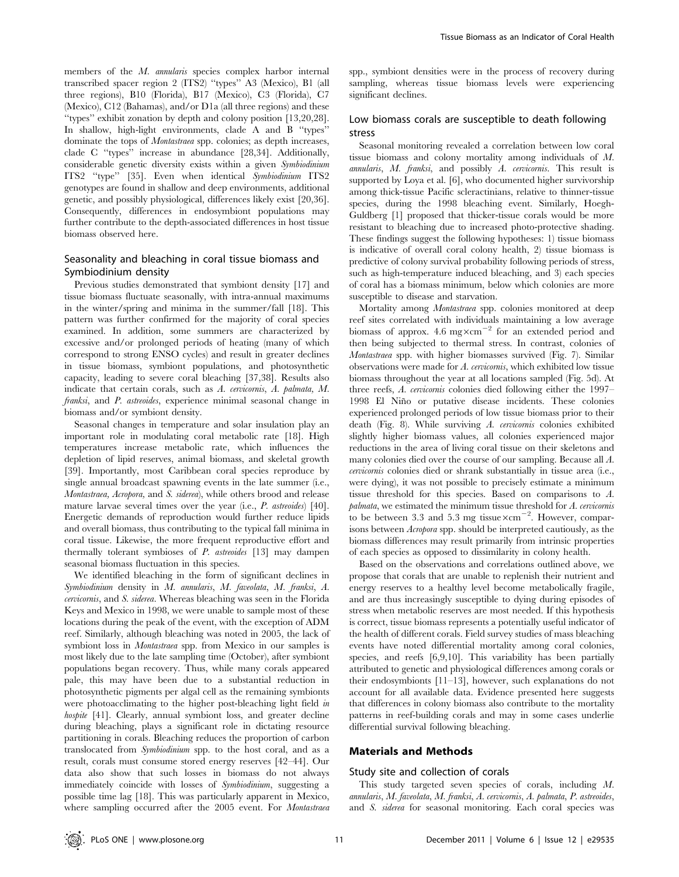members of the *M. annularis* species complex harbor internal transcribed spacer region 2 (ITS2) "types" A3 (Mexico), B1 (all three regions), B10 (Florida), B17 (Mexico), C3 (Florida), C7 (Mexico), C12 (Bahamas), and/or D1a (all three regions) and these "types" exhibit zonation by depth and colony position [13,20,28]. In shallow, high-light environments, clade A and B "types" dominate the tops of *Montastraea* spp. colonies; as depth increases, clade C "types" increase in abundance [28,34]. Additionally, considerable genetic diversity exists within a given *Symbiodinium* ITS2 "type" [35]. Even when identical *Symbiodinium* ITS2 genotypes are found in shallow and deep environments, additional genetic, and possibly physiological, differences likely exist [20,36]. Consequently, differences in endosymbiont populations may further contribute to the depth-associated differences in host tissue biomass observed here.

### Seasonality and bleaching in coral tissue biomass and Symbiodinium density

Previous studies demonstrated that symbiont density [17] and tissue biomass fluctuate seasonally, with intra-annual maximums in the winter/spring and minima in the summer/fall [18]. This pattern was further confirmed for the majority of coral species examined. In addition, some summers are characterized by excessive and/or prolonged periods of heating (many of which correspond to strong ENSO cycles) and result in greater declines in tissue biomass, symbiont populations, and photosynthetic capacity, leading to severe coral bleaching [37,38]. Results also indicate that certain corals, such as *A. cervicornis*, *A. palmata*, *M. franksi*, and *P. astreoides*, experience minimal seasonal change in biomass and/or symbiont density.

Seasonal changes in temperature and solar insulation play an important role in modulating coral metabolic rate [18]. High temperatures increase metabolic rate, which influences the depletion of lipid reserves, animal biomass, and skeletal growth [39]. Importantly, most Caribbean coral species reproduce by single annual broadcast spawning events in the late summer (i.e., *Montastraea*, *Acropora*, and *S. siderea*), while others brood and release mature larvae several times over the year (i.e., *P. astreoides*) [40]. Energetic demands of reproduction would further reduce lipids and overall biomass, thus contributing to the typical fall minima in coral tissue. Likewise, the more frequent reproductive effort and thermally tolerant symbioses of *P. astreoides* [13] may dampen seasonal biomass fluctuation in this species.

We identified bleaching in the form of significant declines in *Symbiodinium* density in *M. annularis*, *M. faveolata*, *M. franksi*, *A. cervicornis*, and *S. siderea*. Whereas bleaching was seen in the Florida Keys and Mexico in 1998, we were unable to sample most of these locations during the peak of the event, with the exception of ADM reef. Similarly, although bleaching was noted in 2005, the lack of symbiont loss in *Montastraea* spp. from Mexico in our samples is most likely due to the late sampling time (October), after symbiont populations began recovery. Thus, while many corals appeared pale, this may have been due to a substantial reduction in photosynthetic pigments per algal cell as the remaining symbionts were photoacclimating to the higher post-bleaching light field *in hospite* [41]. Clearly, annual symbiont loss, and greater decline during bleaching, plays a significant role in dictating resource partitioning in corals. Bleaching reduces the proportion of carbon translocated from *Symbiodinium* spp. to the host coral, and as a result, corals must consume stored energy reserves [42–44]. Our data also show that such losses in biomass do not always immediately coincide with losses of *Symbiodinium*, suggesting a possible time lag [18]. This was particularly apparent in Mexico, where sampling occurred after the 2005 event. For *Montastraea* spp., symbiont densities were in the process of recovery during sampling, whereas tissue biomass levels were experiencing significant declines.

### Low biomass corals are susceptible to death following stress

Seasonal monitoring revealed a correlation between low coral tissue biomass and colony mortality among individuals of *M. annularis*, *M. franksi*, and possibly *A. cervicornis*. This result is supported by Loya et al. [6], who documented higher survivorship among thick-tissue Pacific scleractinians, relative to thinner-tissue species, during the 1998 bleaching event. Similarly, Hoegh-Guldberg [1] proposed that thicker-tissue corals would be more resistant to bleaching due to increased photo-protective shading. These findings suggest the following hypotheses: 1) tissue biomass is indicative of overall coral colony health, 2) tissue biomass is predictive of colony survival probability following periods of stress, such as high-temperature induced bleaching, and 3) each species of coral has a biomass minimum, below which colonies are more susceptible to disease and starvation.

Mortality among *Montastraea* spp. colonies monitored at deep reef sites correlated with individuals maintaining a low average biomass of approx. 4.6 $mg \times cm^{-2}$ for an extended period and then being subjected to thermal stress. In contrast, colonies of *Montastraea* spp. with higher biomasses survived (Fig. 7). Similar observations were made for *A. cervicornis*, which exhibited low tissue biomass throughout the year at all locations sampled (Fig. 5d). At three reefs, *A. cervicornis* colonies died following either the 1997–1998 El Niño or putative disease incidents. These colonies experienced prolonged periods of low tissue biomass prior to their death (Fig. 8). While surviving *A. cervicornis* colonies exhibited slightly higher biomass values, all colonies experienced major reductions in the area of living coral tissue on their skeletons and many colonies died over the course of our sampling. Because all *A. cervicornis* colonies died or shrank substantially in tissue area (i.e., were dying), it was not possible to precisely estimate a minimum tissue threshold for this species. Based on comparisons to *A. palmata*, we estimated the minimum tissue threshold for *A. cervicornis* to be between 3.3 and 5.3 mg $tissue \times cm^{-2}$. However, comparisons between *Acropora* spp. should be interpreted cautiously, as the biomass differences may result primarily from intrinsic properties of each species as opposed to dissimilarity in colony health.

Based on the observations and correlations outlined above, we propose that corals that are unable to replenish their nutrient and energy reserves to a healthy level become metabolically fragile, and are thus increasingly susceptible to dying during episodes of stress when metabolic reserves are most needed. If this hypothesis is correct, tissue biomass represents a potentially useful indicator of the health of different corals. Field survey studies of mass bleaching events have noted differential mortality among coral colonies, species, and reefs [6,9,10]. This variability has been partially attributed to genetic and physiological differences among corals or their endosymbionts [11–13], however, such explanations do not account for all available data. Evidence presented here suggests that differences in colony biomass also contribute to the mortality patterns in reef-building corals and may in some cases underlie differential survival following bleaching.

## Materials and Methods

### Study site and collection of corals

This study targeted seven species of corals, including *M. annularis*, *M. faveolata*, *M. franksi*, *A. cervicornis*, *A. palmata*, *P. astreoides*, and *S. siderea* for seasonal monitoring. Each coral species was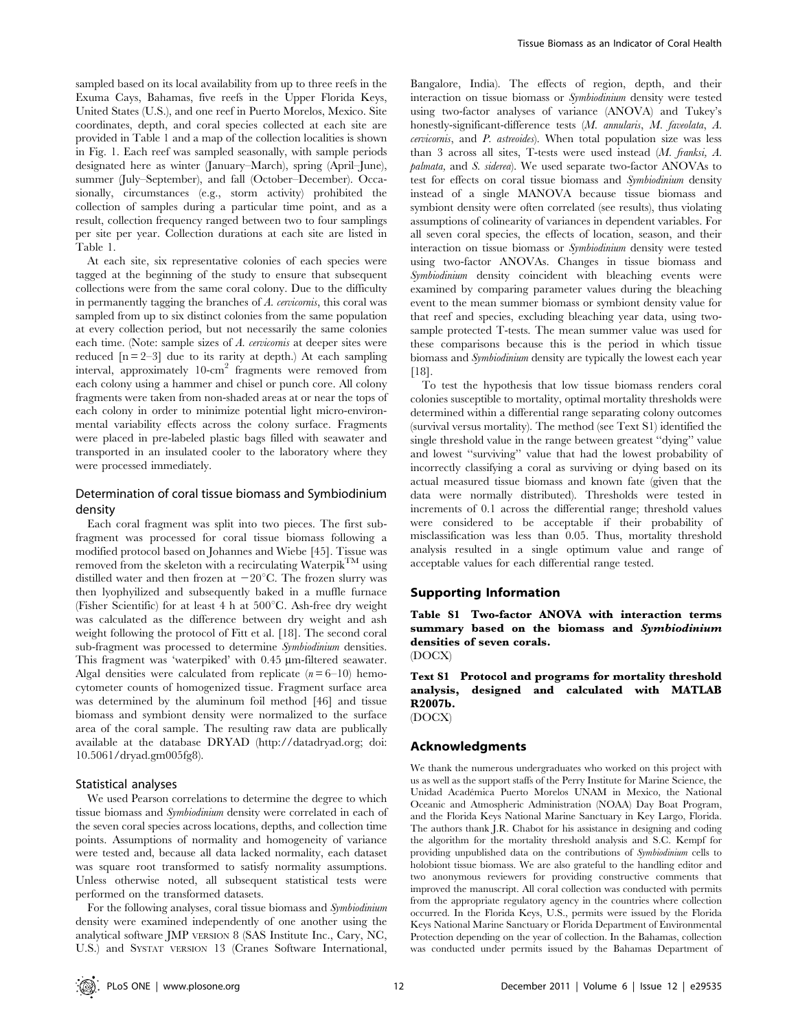sampled based on its local availability from up to three reefs in the Exuma Cays, Bahamas, five reefs in the Upper Florida Keys, United States (U.S.), and one reef in Puerto Morelos, Mexico. Site coordinates, depth, and coral species collected at each site are provided in Table 1 and a map of the collection localities is shown in Fig. 1. Each reef was sampled seasonally, with sample periods designated here as winter (January–March), spring (April–June), summer (July–September), and fall (October–December). Occasionally, circumstances (e.g., storm activity) prohibited the collection of samples during a particular time point, and as a result, collection frequency ranged between two to four samplings per site per year. Collection durations at each site are listed in Table 1.

At each site, six representative colonies of each species were tagged at the beginning of the study to ensure that subsequent collections were from the same coral colony. Due to the difficulty in permanently tagging the branches of *A. cervicornis*, this coral was sampled from up to six distinct colonies from the same population at every collection period, but not necessarily the same colonies each time. (Note: sample sizes of *A. cervicornis* at deeper sites were reduced [n = 2–3] due to its rarity at depth.) At each sampling interval, approximately 10-cm$^2$ fragments were removed from each colony using a hammer and chisel or punch core. All colony fragments were taken from non-shaded areas at or near the tops of each colony in order to minimize potential light micro-environmental variability effects across the colony surface. Fragments were placed in pre-labeled plastic bags filled with seawater and transported in an insulated cooler to the laboratory where they were processed immediately.

## Determination of coral tissue biomass and Symbiodinium density

Each coral fragment was split into two pieces. The first sub-fragment was processed for coral tissue biomass following a modified protocol based on Johannes and Wiebe [45]. Tissue was removed from the skeleton with a recirculating Waterpik™ using distilled water and then frozen at −20°C. The frozen slurry was then lyophyilized and subsequently baked in a muffle furnace (Fisher Scientific) for at least 4 h at 500°C. Ash-free dry weight was calculated as the difference between dry weight and ash weight following the protocol of Fitt et al. [18]. The second coral sub-fragment was processed to determine *Symbiodinium* densities. This fragment was 'waterpiked' with 0.45 µm-filtered seawater. Algal densities were calculated from replicate ($n = 6$–$10$) hemocytometer counts of homogenized tissue. Fragment surface area was determined by the aluminum foil method [46] and tissue biomass and symbiont density were normalized to the surface area of the coral sample. The resulting raw data are publically available at the database DRYAD (http://datadryad.org; doi: 10.5061/dryad.gm005fg8).

## Statistical analyses

We used Pearson correlations to determine the degree to which tissue biomass and *Symbiodinium* density were correlated in each of the seven coral species across locations, depths, and collection time points. Assumptions of normality and homogeneity of variance were tested and, because all data lacked normality, each dataset was square root transformed to satisfy normality assumptions. Unless otherwise noted, all subsequent statistical tests were performed on the transformed datasets.

For the following analyses, coral tissue biomass and *Symbiodinium* density were examined independently of one another using the analytical software JMP VERSION 8 (SAS Institute Inc., Cary, NC, U.S.) and SYSTAT VERSION 13 (Cranes Software International, Bangalore, India). The effects of region, depth, and their interaction on tissue biomass or *Symbiodinium* density were tested using two-factor analyses of variance (ANOVA) and Tukey's honestly-significant-difference tests (*M. annularis*, *M. faveolata*, *A. cervicornis*, and *P. astreoides*). When total population size was less than 3 across all sites, T-tests were used instead (*M. franksi*, *A. palmata*, and *S. siderea*). We used separate two-factor ANOVAs to test for effects on coral tissue biomass and *Symbiodinium* density instead of a single MANOVA because tissue biomass and symbiont density were often correlated (see results), thus violating assumptions of colinearity of variances in dependent variables. For all seven coral species, the effects of location, season, and their interaction on tissue biomass or *Symbiodinium* density were tested using two-factor ANOVAs. Changes in tissue biomass and *Symbiodinium* density coincident with bleaching events were examined by comparing parameter values during the bleaching event to the mean summer biomass or symbiont density value for that reef and species, excluding bleaching year data, using two-sample protected T-tests. The mean summer value was used for these comparisons because this is the period in which tissue biomass and *Symbiodinium* density are typically the lowest each year [18].

To test the hypothesis that low tissue biomass renders coral colonies susceptible to mortality, optimal mortality thresholds were determined within a differential range separating colony outcomes (survival versus mortality). The method (see Text S1) identified the single threshold value in the range between greatest "dying" value and lowest "surviving" value that had the lowest probability of incorrectly classifying a coral as surviving or dying based on its actual measured tissue biomass and known fate (given that the data were normally distributed). Thresholds were tested in increments of 0.1 across the differential range; threshold values were considered to be acceptable if their probability of misclassification was less than 0.05. Thus, mortality threshold analysis resulted in a single optimum value and range of acceptable values for each differential range tested.

## Supporting Information

**Table S1 Two-factor ANOVA with interaction terms summary based on the biomass and *Symbiodinium* densities of seven corals.**
(DOCX)

**Text S1 Protocol and programs for mortality threshold analysis, designed and calculated with MATLAB R2007b.**
(DOCX)

## Acknowledgments

We thank the numerous undergraduates who worked on this project with us as well as the support staffs of the Perry Institute for Marine Science, the Unidad Académica Puerto Morelos UNAM in Mexico, the National Oceanic and Atmospheric Administration (NOAA) Day Boat Program, and the Florida Keys National Marine Sanctuary in Key Largo, Florida. The authors thank J.R. Chabot for his assistance in designing and coding the algorithm for the mortality threshold analysis and S.C. Kempf for providing unpublished data on the contributions of *Symbiodinium* cells to holobiont tissue biomass. We are also grateful to the handling editor and two anonymous reviewers for providing constructive comments that improved the manuscript. All coral collection was conducted with permits from the appropriate regulatory agency in the countries where collection occurred. In the Florida Keys, U.S., permits were issued by the Florida Keys National Marine Sanctuary or Florida Department of Environmental Protection depending on the year of collection. In the Bahamas, collection was conducted under permits issued by the Bahamas Department of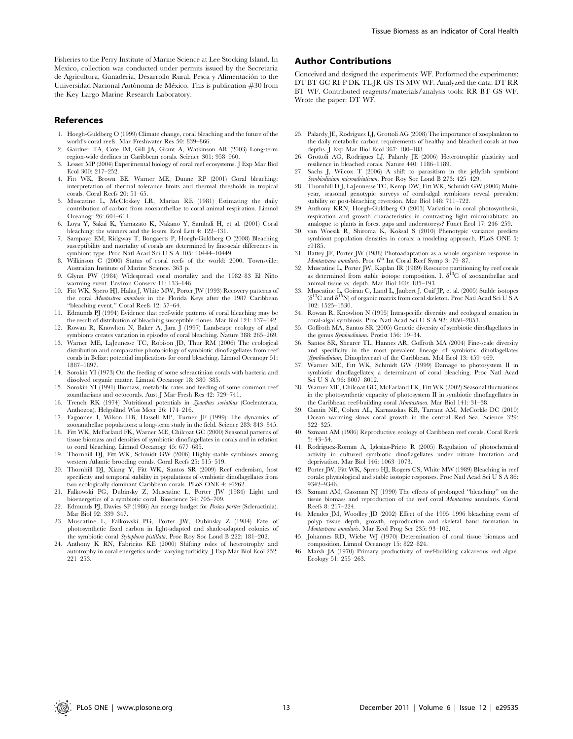Fisheries to the Perry Institute of Marine Science at Lee Stocking Island. In Mexico, collection was conducted under permits issued by the Secretaría de Agricultura, Ganadería, Desarrollo Rural, Pesca y Alimentación to the Universidad Nacional Autónoma de México. This is publication #30 from the Key Largo Marine Research Laboratory.

## Author Contributions

Conceived and designed the experiments: WF. Performed the experiments: DT BT GC RI-P DK TL JR GS TS MW WF. Analyzed the data: DT RR BT WF. Contributed reagents/materials/analysis tools: RR BT GS WF. Wrote the paper: DT WF.

## References

1. Hoegh-Guldberg O (1999) Climate change, coral bleaching and the future of the world's coral reefs. Mar Freshwater Res 50: 839–866.
2. Gardner TA, Cote IM, Gill JA, Grant A, Watkinson AR (2003) Long-term region-wide declines in Caribbean corals. Science 301: 958–960.
3. Lesser MP (2004) Experimental biology of coral reef ecosystems. J Exp Mar Biol Ecol 300: 217–252.
4. Fitt WK, Brown BE, Warner ME, Dunne RP (2001) Coral bleaching: interpretation of thermal tolerance limits and thermal thresholds in tropical corals. Coral Reefs 20: 51–65.
5. Muscatine L, McCloskey LR, Marian RE (1981) Estimating the daily contribution of carbon from zooxanthellae to coral animal respiration. Limnol Oceanogr 26: 601–611.
6. Loya Y, Sakai K, Yamazato K, Nakano Y, Sambali H, et al. (2001) Coral bleaching: the winners and the losers. Ecol Lett 4: 122–131.
7. Sampayo EM, Ridgway T, Bongaerts P, Hoegh-Guldberg O (2008) Bleaching susceptibility and mortality of corals are determined by fine-scale differences in symbiont type. Proc Natl Acad Sci U S A 105: 10444–10449.
8. Wilkinson C (2000) Status of coral reefs of the world: 2000. Townsville: Australian Institute of Marine Science. 363 p.
9. Glynn PW (1984) Widespread coral mortality and the 1982–83 El Niño warming event. Environ Conserv 11: 133–146.
10. Fitt WK, Spero HJ, Halas J, White MW, Porter JW (1993) Recovery patterns of the coral *Montastrea annularis* in the Florida Keys after the 1987 Caribbean "bleaching event." Coral Reefs 12: 57–64.
11. Edmunds PJ (1994) Evidence that reef-wide patterns of coral bleaching may be the result of distribution of bleaching susceptible clones. Mar Biol 121: 137–142.
12. Rowan R, Knowlton N, Baker A, Jara J (1997) Landscape ecology of algal symbionts creates variation in episodes of coral bleaching. Nature 388: 265–269.
13. Warner ME, LaJeunesse TC, Robison JD, Thur RM (2006) The ecological distribution and comparative photobiology of symbiotic dinoflagellates from reef corals in Belize: potential implications for coral bleaching. Limnol Oceanogr 51: 1887–1897.
14. Sorokin YI (1973) On the feeding of some scleractinian corals with bacteria and dissolved organic matter. Limnol Oceanogr 18: 380–385.
15. Sorokin YI (1991) Biomass, metabolic rates and feeding of some common reef zoantharians and octocorals. Aust J Mar Fresh Res 42: 729–741.
16. Trench RK (1974) Nutritional potentials in *Zoanthus sociathus* (Coelenterata, Anthozoa). Helgoländ Wiss Meer 26: 174–216.
17. Fagoonee I, Wilson HB, Hassell MP, Turner JF (1999) The dynamics of zooxanthellae populations: a long-term study in the field. Science 283: 843–845.
18. Fitt WK, McFarland FK, Warner ME, Chilcoat GC (2000) Seasonal patterns of tissue biomass and densities of symbiotic dinoflagellates in corals and in relation to coral bleaching. Limnol Oceanogr 45: 677–685.
19. Thornhill DJ, Fitt WK, Schmidt GW (2006) Highly stable symbioses among western Atlantic brooding corals. Coral Reefs 25: 515–519.
20. Thornhill DJ, Xiang Y, Fitt WK, Santos SR (2009) Reef endemism, host specificity and temporal stability in populations of symbiotic dinoflagellates from two ecologically dominant Caribbean corals. PLoS ONE 4: e6262.
21. Falkowski PG, Dubinsky Z, Muscatine L, Porter JW (1984) Light and bioenergetics of a symbiotic coral. Bioscience 34: 705–709.
22. Edmunds PJ, Davies SP (1986) An energy budget for *Porites porites* (Scleractinia). Mar Biol 92: 339–347.
23. Muscatine L, Falkowski PG, Porter JW, Dubinsky Z (1984) Fate of photosynthetic fixed carbon in light-adapted and shade-adapted colonies of the symbiotic coral *Stylophora pistillata*. Proc Roy Soc Lond B 222: 181–202.
24. Anthony K RN, Fabricius KE (2000) Shifting roles of heterotrophy and autotrophy in coral energetics under varying turbidity. J Exp Mar Biol Ecol 252: 221–253.
25. Palardy JE, Rodrigues LJ, Grottoli AG (2008) The importance of zooplankton to the daily metabolic carbon requirements of healthy and bleached corals at two depths. J Exp Mar Biol Ecol 367: 180–188.
26. Grottoli AG, Rodrigues LJ, Palardy JE (2006) Heterotrophic plasticity and resilience in bleached corals. Nature 440: 1186–1189.
27. Sachs J, Wilcox T (2006) A shift to parasitism in the jellyfish symbiont *Symbiodinium microadriaticum*. Proc Roy Soc Lond B 273: 425–429.
28. Thornhill DJ, LaJeunesse TC, Kemp DW, Fitt WK, Schmidt GW (2006) Multi-year, seasonal genotypic surveys of coral-algal symbioses reveal prevalent stability or post-bleaching reversion. Mar Biol 148: 711–722.
29. Anthony KRN, Hoegh-Guldberg O (2003) Variation in coral photosynthesis, respiration and growth characteristics in contrasting light microhabitats: an analogue to plants in forest gaps and understoreys? Funct Ecol 17: 246–259.
30. van Woesik R, Shiroma K, Koksal S (2010) Phenotypic variance predicts symbiont population densities in corals: a modeling approach. PLoS ONE 5: e9185.
31. Battey JF, Porter JW (1988) Photoadaptation as a whole organism response in *Montastraea annularis*. Proc 6th Int Coral Reef Symp 3: 79–87.
32. Muscatine L, Porter JW, Kaplan IR (1989) Resource partitioning by reef corals as determined from stable isotope composition. I. $\delta^{13}$C of zooxanthellae and animal tissue vs. depth. Mar Biol 100: 185–193.
33. Muscatine L, Goiran C, Land L, Jaubert J, Cuif JP, et al. (2005) Stable isotopes ($\delta^{13}$C and $\delta^{15}$N) of organic matrix from coral skeleton. Proc Natl Acad Sci U S A 102: 1525–1530.
34. Rowan R, Knowlton N (1995) Intraspecific diversity and ecological zonation in coral-algal symbiosis. Proc Natl Acad Sci U S A 92: 2850–2853.
35. Coffroth MA, Santos SR (2005) Genetic diversity of symbiotic dinoflagellates in the genus *Symbiodinium*. Protist 156: 19–34.
36. Santos SR, Shearer TL, Hannes AR, Coffroth MA (2004) Fine-scale diversity and specificity in the most prevalent lineage of symbiotic dinoflagellates (*Symbiodinium*, Dinophyceae) of the Caribbean. Mol Ecol 13: 459–469.
37. Warner ME, Fitt WK, Schmidt GW (1999) Damage to photosystem II in symbiotic dinoflagellates; a determinant of coral bleaching. Proc Natl Acad Sci U S A 96: 8007–8012.
38. Warner ME, Chilcoat GC, McFarland FK, Fitt WK (2002) Seasonal fluctuations in the photosynthetic capacity of photosystem II in symbiotic dinoflagellates in the Caribbean reef-building coral *Montastraea*. Mar Biol 141: 31–38.
39. Cantin NE, Cohen AL, Karnauskas KB, Tarrant AM, McCorkle DC (2010) Ocean warming slows coral growth in the central Red Sea. Science 329: 322–325.
40. Szmant AM (1986) Reproductive ecology of Caribbean reef corals. Coral Reefs 5: 43–54.
41. Rodriguez-Roman A, Iglesias-Prieto R (2005) Regulation of photochemical activity in cultured symbiotic dinoflagellates under nitrate limitation and deprivation. Mar Biol 146: 1063–1073.
42. Porter JW, Fitt WK, Spreo HJ, Rogers CS, White MW (1989) Bleaching in reef corals: physiological and stable isotopic responses. Proc Natl Acad Sci U S A 86: 9342–9346.
43. Szmant AM, Gassman NJ (1990) The effects of prolonged "bleaching" on the tissue biomass and reproduction of the reef coral *Montastrea* annularis. Coral Reefs 8: 217–224.
44. Mendes JM, Woodley JD (2002) Effect of the 1995–1996 bleaching event of polyp tissue depth, growth, reproduction and skeletal band formation in *Montastraea annularis*. Mar Ecol Prog Ser 235: 93–102.
45. Johannes RD, Wiebe WJ (1970) Determination of coral tissue biomass and composition. Limnol Oceanogr 15: 822–824.
46. Marsh JA (1970) Primary productivity of reef-building calcareous red algae. Ecology 51: 255–263.